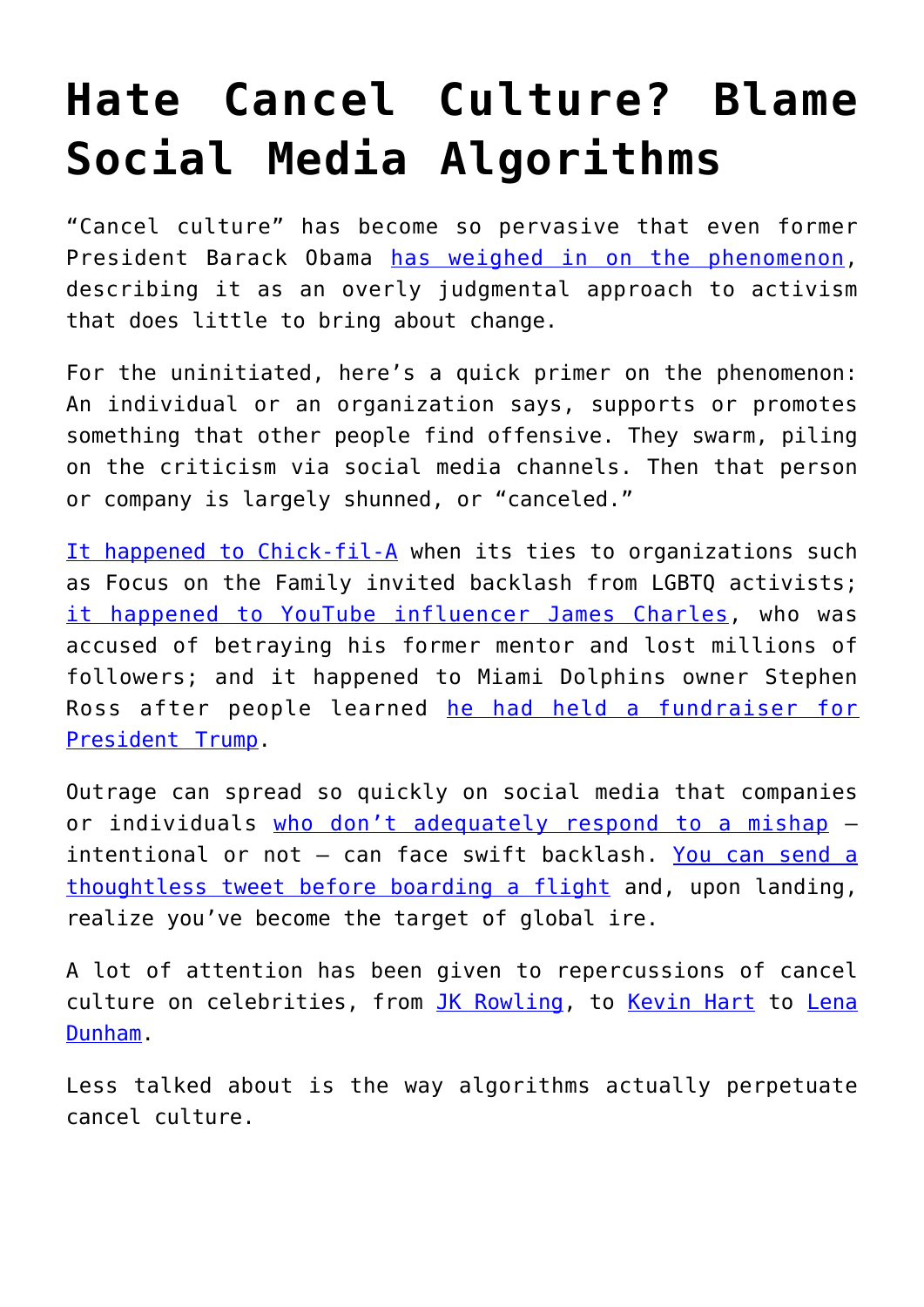# Hate Cancel Culture? Blame Social Media Algorithms

"Cancel culture" has become so pervasive that even former President Barack Obama has weighed in on the phenomenon, describing it as an overly judgmental approach to activism that does little to bring about change.

For the uninitiated, here's a quick primer on the phenomenon: An individual or an organization says, supports or promotes something that other people find offensive. They swarm, piling on the criticism via social media channels. Then that person or company is largely shunned, or "canceled."

It happened to Chick-fil-A when its ties to organizations such as Focus on the Family invited backlash from LGBTQ activists; it happened to YouTube influencer James Charles, who was accused of betraying his former mentor and lost millions of followers; and it happened to Miami Dolphins owner Stephen Ross after people learned he had held a fundraiser for President Trump.

Outrage can spread so quickly on social media that companies or individuals who don't adequately respond to a mishap – intentional or not – can face swift backlash. You can send a thoughtless tweet before boarding a flight and, upon landing, realize you've become the target of global ire.

A lot of attention has been given to repercussions of cancel culture on celebrities, from JK Rowling, to Kevin Hart to Lena Dunham.

Less talked about is the way algorithms actually perpetuate cancel culture.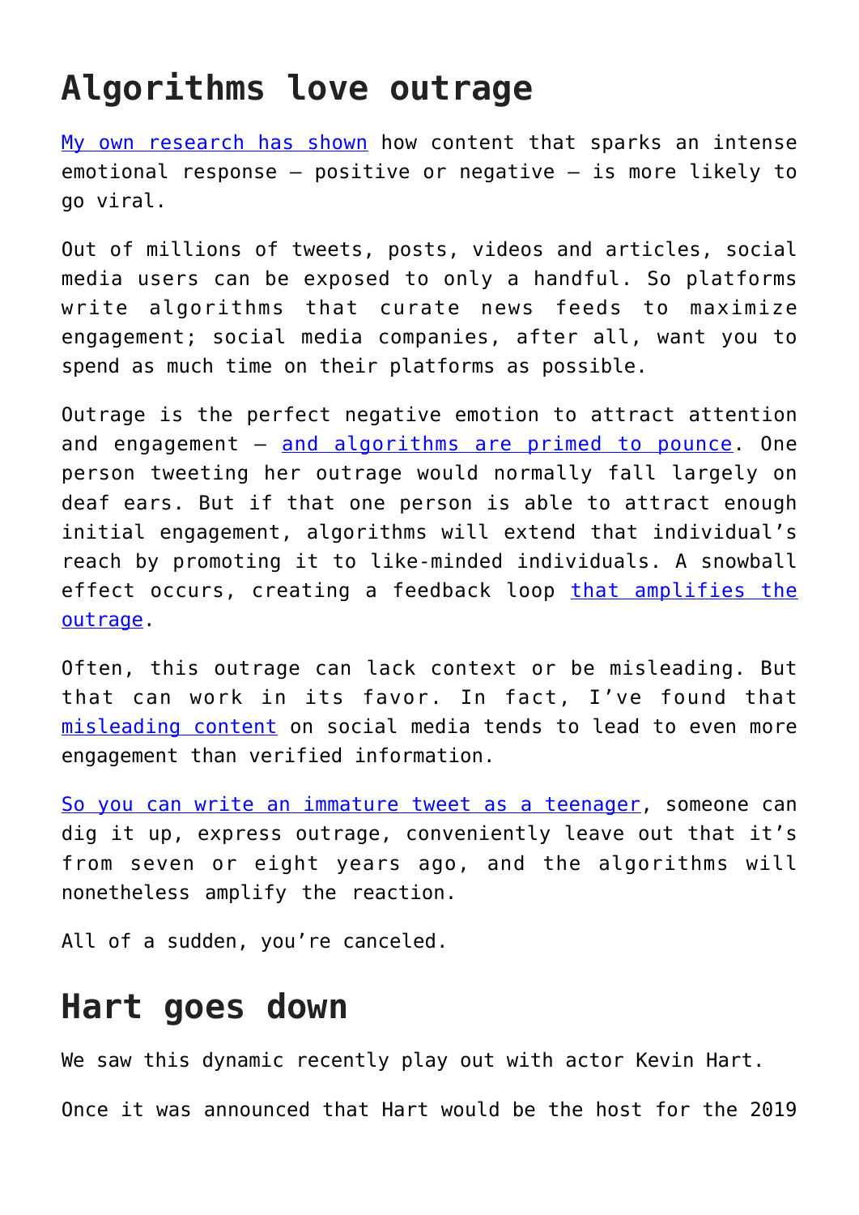## Algorithms love outrage

My own research has shown how content that sparks an intense emotional response – positive or negative – is more likely to go viral.

Out of millions of tweets, posts, videos and articles, social media users can be exposed to only a handful. So platforms write algorithms that curate news feeds to maximize engagement; social media companies, after all, want you to spend as much time on their platforms as possible.

Outrage is the perfect negative emotion to attract attention and engagement – and algorithms are primed to pounce. One person tweeting her outrage would normally fall largely on deaf ears. But if that one person is able to attract enough initial engagement, algorithms will extend that individual's reach by promoting it to like-minded individuals. A snowball effect occurs, creating a feedback loop that amplifies the outrage.

Often, this outrage can lack context or be misleading. But that can work in its favor. In fact, I've found that misleading content on social media tends to lead to even more engagement than verified information.

So you can write an immature tweet as a teenager, someone can dig it up, express outrage, conveniently leave out that it's from seven or eight years ago, and the algorithms will nonetheless amplify the reaction.

All of a sudden, you're canceled.

## Hart goes down

We saw this dynamic recently play out with actor Kevin Hart.

Once it was announced that Hart would be the host for the 2019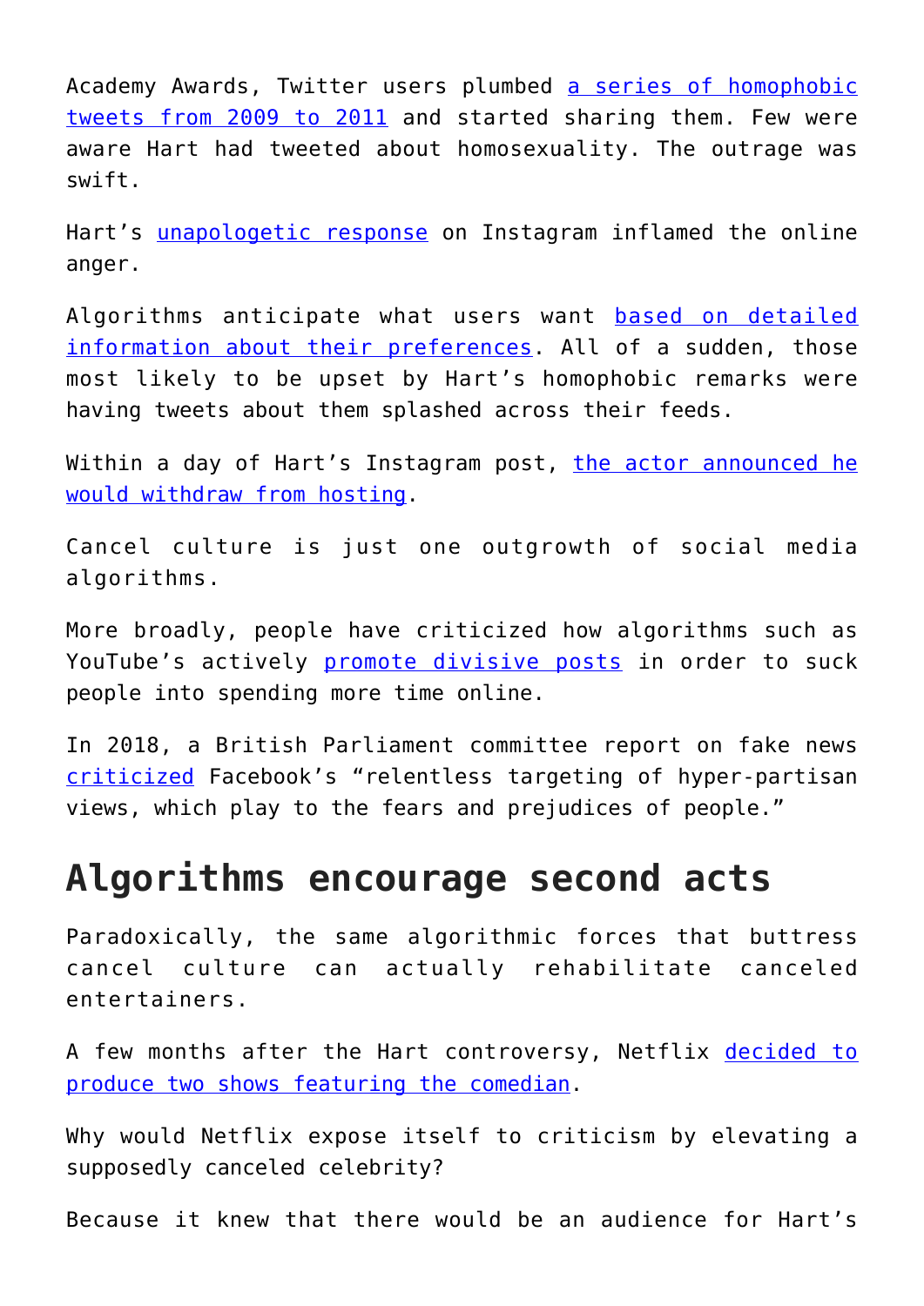Academy Awards, Twitter users plumbed a series of homophobic tweets from 2009 to 2011 and started sharing them. Few were aware Hart had tweeted about homosexuality. The outrage was swift.

Hart's unapologetic response on Instagram inflamed the online anger.

Algorithms anticipate what users want based on detailed information about their preferences. All of a sudden, those most likely to be upset by Hart's homophobic remarks were having tweets about them splashed across their feeds.

Within a day of Hart's Instagram post, the actor announced he would withdraw from hosting.

Cancel culture is just one outgrowth of social media algorithms.

More broadly, people have criticized how algorithms such as YouTube's actively promote divisive posts in order to suck people into spending more time online.

In 2018, a British Parliament committee report on fake news criticized Facebook's "relentless targeting of hyper-partisan views, which play to the fears and prejudices of people."

## Algorithms encourage second acts

Paradoxically, the same algorithmic forces that buttress cancel culture can actually rehabilitate canceled entertainers.

A few months after the Hart controversy, Netflix decided to produce two shows featuring the comedian.

Why would Netflix expose itself to criticism by elevating a supposedly canceled celebrity?

Because it knew that there would be an audience for Hart's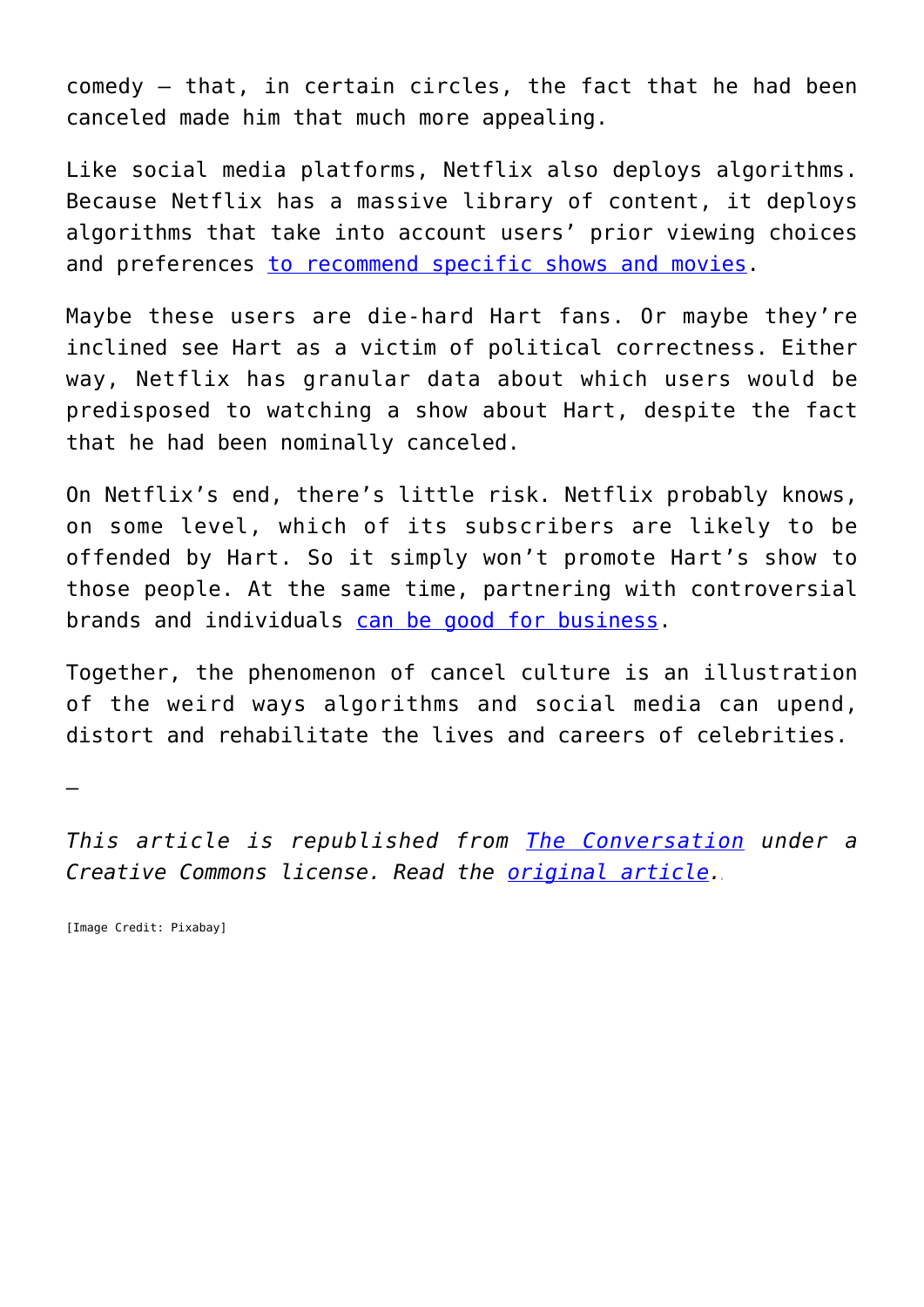comedy — that, in certain circles, the fact that he had been canceled made him that much more appealing.

Like social media platforms, Netflix also deploys algorithms. Because Netflix has a massive library of content, it deploys algorithms that take into account users' prior viewing choices and preferences to recommend specific shows and movies.

Maybe these users are die-hard Hart fans. Or maybe they're inclined see Hart as a victim of political correctness. Either way, Netflix has granular data about which users would be predisposed to watching a show about Hart, despite the fact that he had been nominally canceled.

On Netflix's end, there's little risk. Netflix probably knows, on some level, which of its subscribers are likely to be offended by Hart. So it simply won't promote Hart's show to those people. At the same time, partnering with controversial brands and individuals can be good for business.

Together, the phenomenon of cancel culture is an illustration of the weird ways algorithms and social media can upend, distort and rehabilitate the lives and careers of celebrities.

—

*This article is republished from The Conversation under a Creative Commons license. Read the original article.*

[Image Credit: Pixabay]